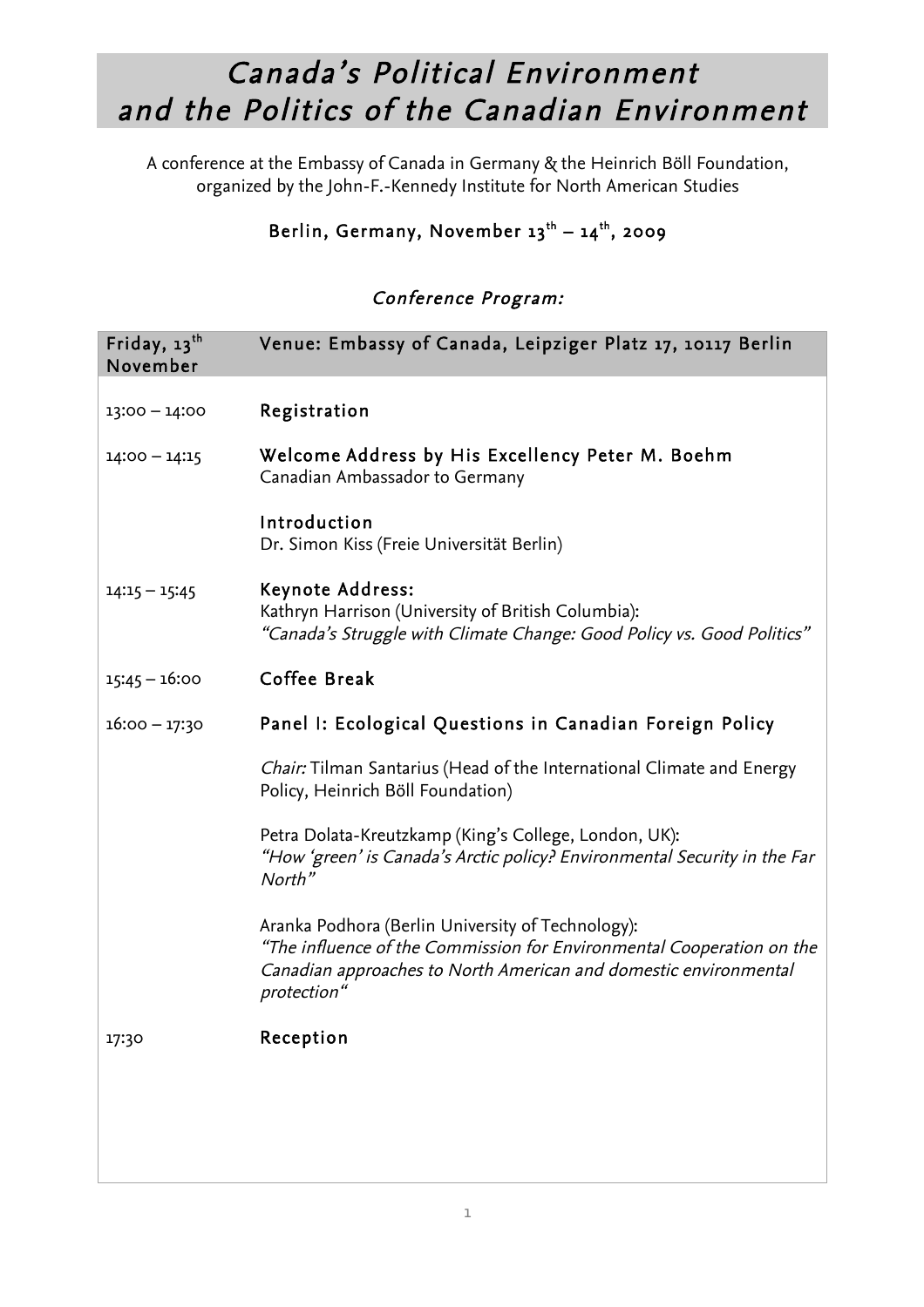# *Canada's Political Environment and the Politics of the Canadian Environment*

A conference at the Embassy of Canada in Germany & the Heinrich Böll Foundation, organized by the John-F.-Kennedy Institute for North American Studies

**Berlin, Germany, November 13th – 14th, 2009**

## *Conference Program:*

| Friday, 13th November | Venue: Embassy of Canada, Leipziger Platz 17, 10117 Berlin |
|---|---|
| 13:00 – 14:00 | **Registration** |
| 14:00 – 14:15 | **Welcome Address by His Excellency Peter M. Boehm**<br>Canadian Ambassador to Germany<br><br>**Introduction**<br>Dr. Simon Kiss (Freie Universität Berlin) |
| 14:15 – 15:45 | **Keynote Address:**<br>Kathryn Harrison (University of British Columbia):<br>*"Canada's Struggle with Climate Change: Good Policy vs. Good Politics"* |
| 15:45 – 16:00 | **Coffee Break** |
| 16:00 – 17:30 | **Panel I: Ecological Questions in Canadian Foreign Policy**<br><br>*Chair:* Tilman Santarius (Head of the International Climate and Energy Policy, Heinrich Böll Foundation)<br><br>Petra Dolata-Kreutzkamp (King's College, London, UK):<br>*"How 'green' is Canada's Arctic policy? Environmental Security in the Far North"*<br><br>Aranka Podhora (Berlin University of Technology):<br>*"The influence of the Commission for Environmental Cooperation on the Canadian approaches to North American and domestic environmental protection"* |
| 17:30 | **Reception** |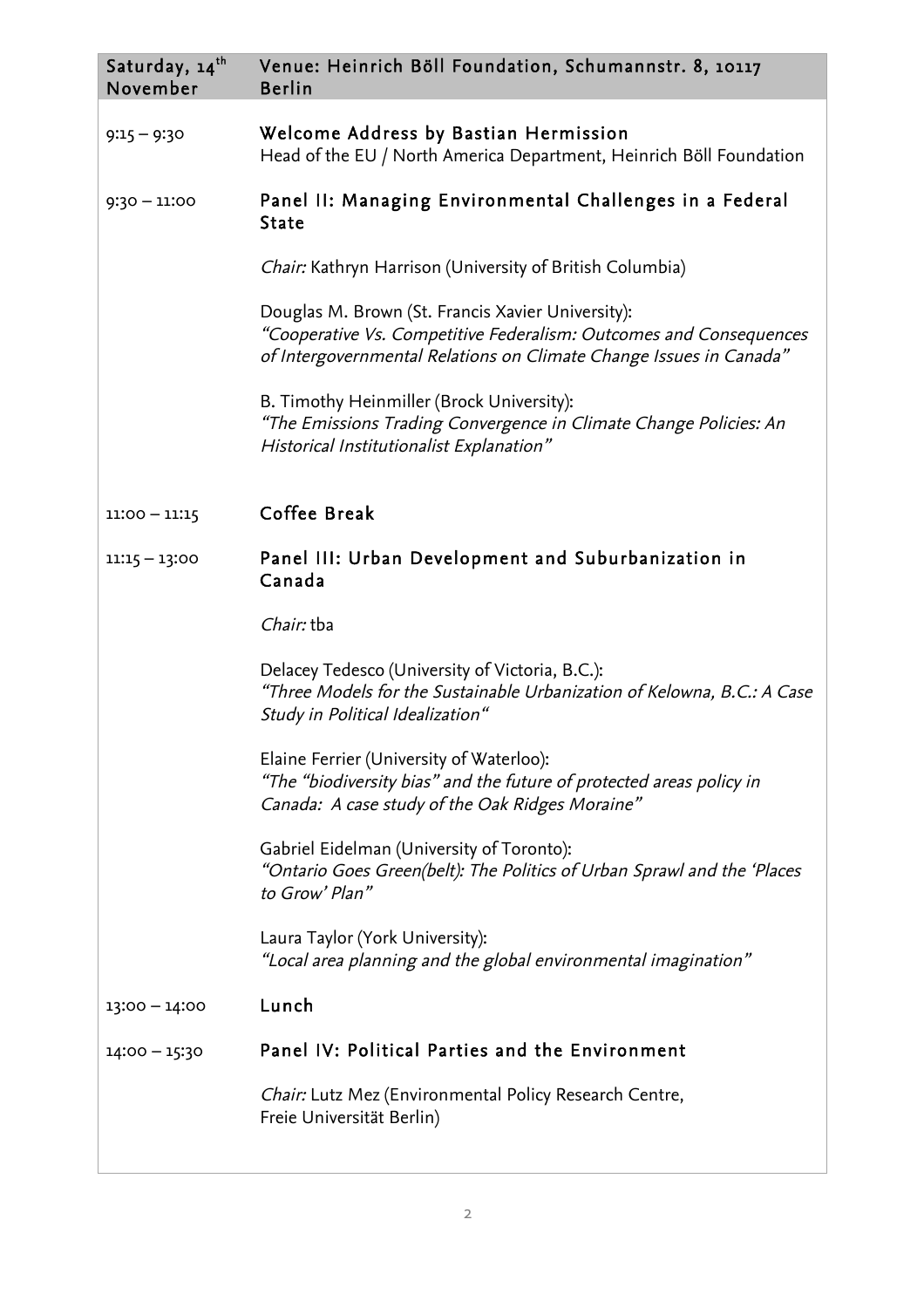| Saturday, 14th November | Venue: Heinrich Böll Foundation, Schumannstr. 8, 10117 Berlin |
|---|---|
| 9:15 – 9:30 | **Welcome Address by Bastian Hermission**<br>Head of the EU / North America Department, Heinrich Böll Foundation |
| 9:30 – 11:00 | **Panel II: Managing Environmental Challenges in a Federal State**<br><br>*Chair:* Kathryn Harrison (University of British Columbia)<br><br>Douglas M. Brown (St. Francis Xavier University):<br>*"Cooperative Vs. Competitive Federalism: Outcomes and Consequences of Intergovernmental Relations on Climate Change Issues in Canada"*<br><br>B. Timothy Heinmiller (Brock University):<br>*"The Emissions Trading Convergence in Climate Change Policies: An Historical Institutionalist Explanation"* |
| 11:00 – 11:15 | **Coffee Break** |
| 11:15 – 13:00 | **Panel III: Urban Development and Suburbanization in Canada**<br><br>*Chair:* tba<br><br>Delacey Tedesco (University of Victoria, B.C.):<br>*"Three Models for the Sustainable Urbanization of Kelowna, B.C.: A Case Study in Political Idealization"*<br><br>Elaine Ferrier (University of Waterloo):<br>*"The "biodiversity bias" and the future of protected areas policy in Canada: A case study of the Oak Ridges Moraine"*<br><br>Gabriel Eidelman (University of Toronto):<br>*"Ontario Goes Green(belt): The Politics of Urban Sprawl and the 'Places to Grow' Plan"*<br><br>Laura Taylor (York University):<br>*"Local area planning and the global environmental imagination"* |
| 13:00 – 14:00 | **Lunch** |
| 14:00 – 15:30 | **Panel IV: Political Parties and the Environment**<br><br>*Chair:* Lutz Mez (Environmental Policy Research Centre, Freie Universität Berlin) |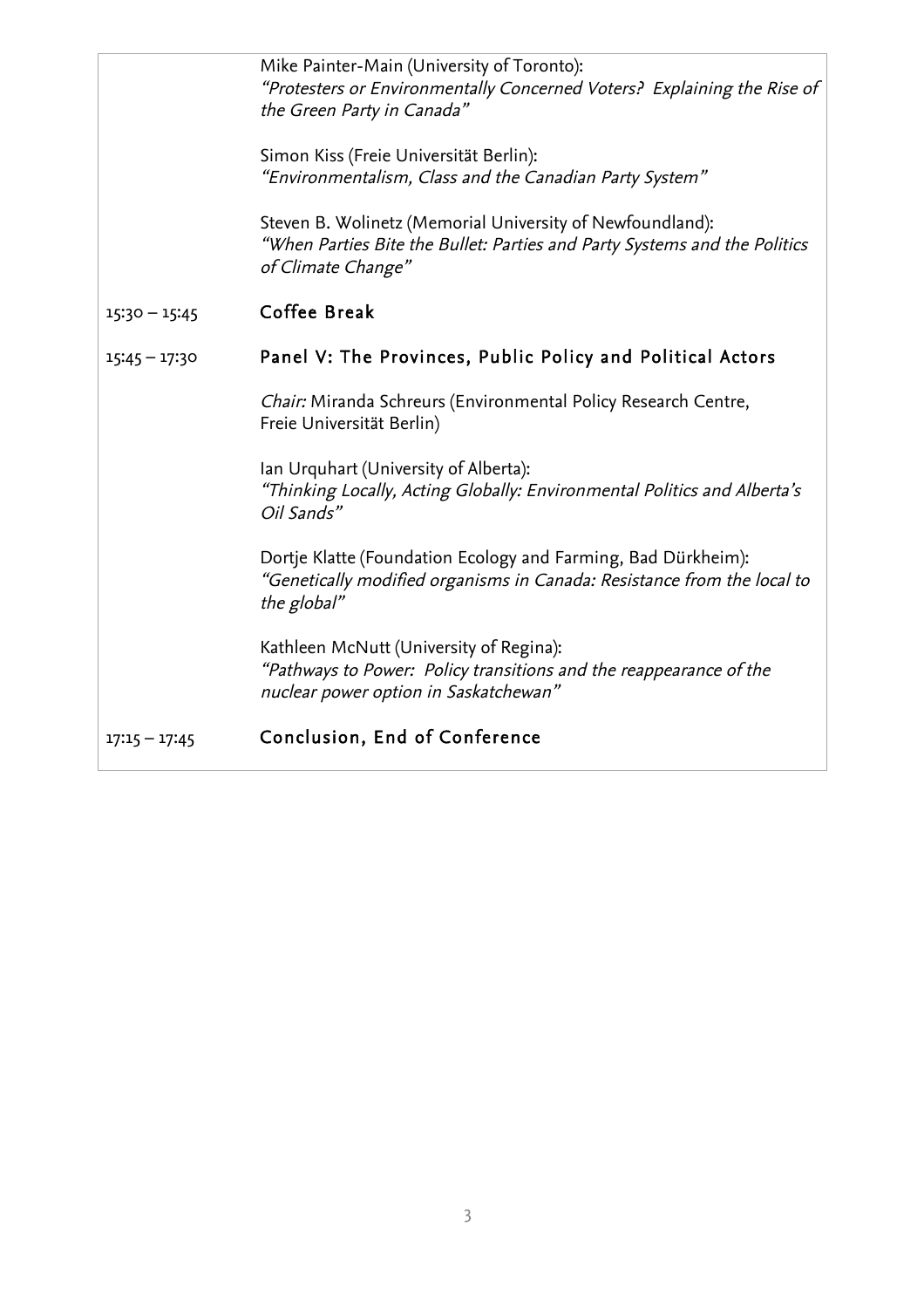| | |
|---|---|
| | Mike Painter-Main (University of Toronto):<br>*"Protesters or Environmentally Concerned Voters? Explaining the Rise of the Green Party in Canada"*<br><br>Simon Kiss (Freie Universität Berlin):<br>*"Environmentalism, Class and the Canadian Party System"*<br><br>Steven B. Wolinetz (Memorial University of Newfoundland):<br>*"When Parties Bite the Bullet: Parties and Party Systems and the Politics of Climate Change"* |
| 15:30 – 15:45 | **Coffee Break** |
| 15:45 – 17:30 | **Panel V: The Provinces, Public Policy and Political Actors**<br><br>*Chair:* Miranda Schreurs (Environmental Policy Research Centre, Freie Universität Berlin)<br><br>Ian Urquhart (University of Alberta):<br>*"Thinking Locally, Acting Globally: Environmental Politics and Alberta's Oil Sands"*<br><br>Dortje Klatte (Foundation Ecology and Farming, Bad Dürkheim):<br>*"Genetically modified organisms in Canada: Resistance from the local to the global"*<br><br>Kathleen McNutt (University of Regina):<br>*"Pathways to Power: Policy transitions and the reappearance of the nuclear power option in Saskatchewan"* |
| 17:15 – 17:45 | **Conclusion, End of Conference** |